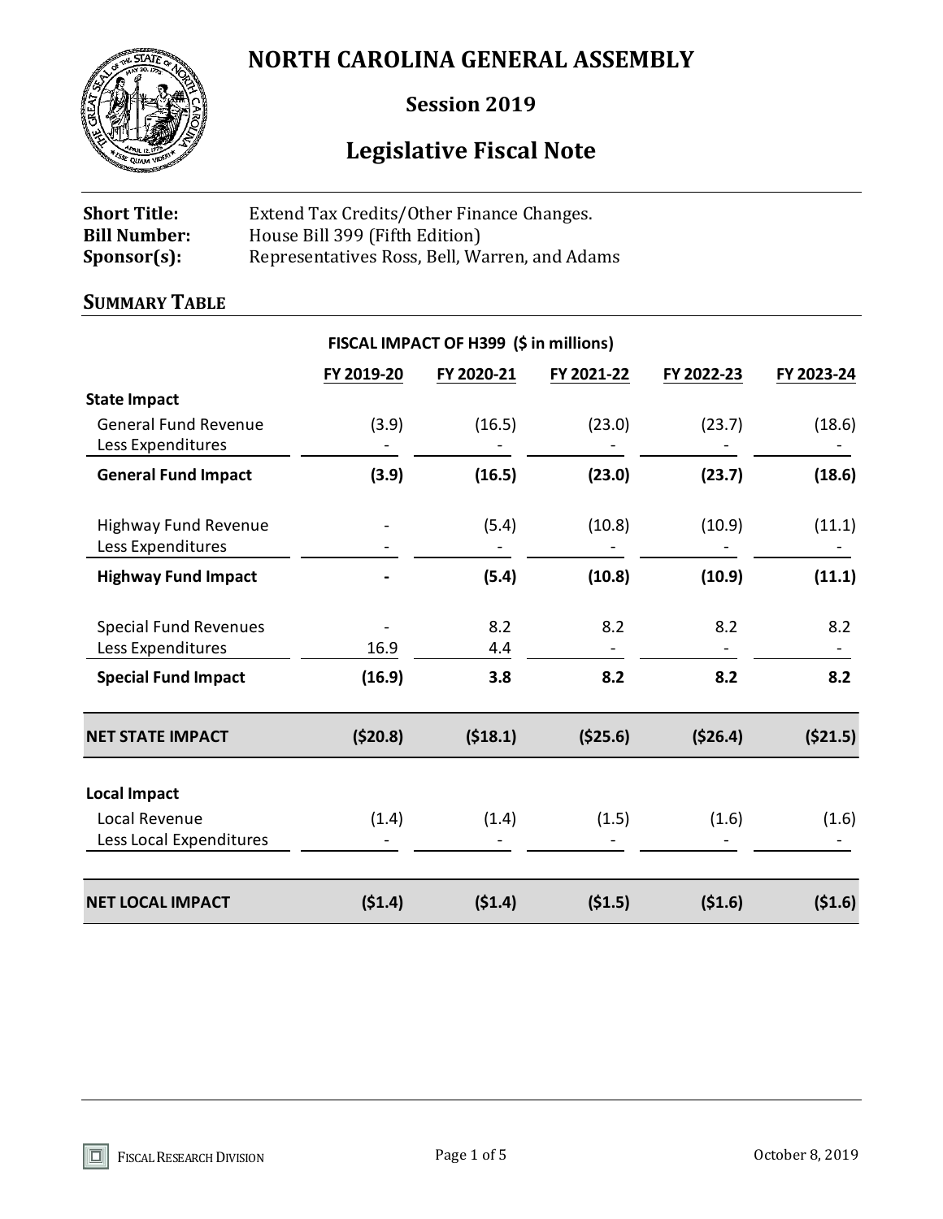# NORTH CAROLINA GENERAL ASSEMBLY

## Session 2019

## Legislative Fiscal Note

**Short Title:** Extend Tax Credits/Other Finance Changes.
**Bill Number:** House Bill 399 (Fifth Edition)
**Sponsor(s):** Representatives Ross, Bell, Warren, and Adams

### SUMMARY TABLE

**FISCAL IMPACT OF H399 ($ in millions)**

| | FY 2019-20 | FY 2020-21 | FY 2021-22 | FY 2022-23 | FY 2023-24 |
|---|---|---|---|---|---|
| **State Impact** | | | | | |
| General Fund Revenue | (3.9) | (16.5) | (23.0) | (23.7) | (18.6) |
| Less Expenditures | - | - | - | - | - |
| **General Fund Impact** | **(3.9)** | **(16.5)** | **(23.0)** | **(23.7)** | **(18.6)** |
| Highway Fund Revenue | - | (5.4) | (10.8) | (10.9) | (11.1) |
| Less Expenditures | - | - | - | - | - |
| **Highway Fund Impact** | **-** | **(5.4)** | **(10.8)** | **(10.9)** | **(11.1)** |
| Special Fund Revenues | - | 8.2 | 8.2 | 8.2 | 8.2 |
| Less Expenditures | 16.9 | 4.4 | - | - | - |
| **Special Fund Impact** | **(16.9)** | **3.8** | **8.2** | **8.2** | **8.2** |
| **NET STATE IMPACT** | **($20.8)** | **($18.1)** | **($25.6)** | **($26.4)** | **($21.5)** |
| **Local Impact** | | | | | |
| Local Revenue | (1.4) | (1.4) | (1.5) | (1.6) | (1.6) |
| Less Local Expenditures | - | - | - | - | - |
| **NET LOCAL IMPACT** | **($1.4)** | **($1.4)** | **($1.5)** | **($1.6)** | **($1.6)** |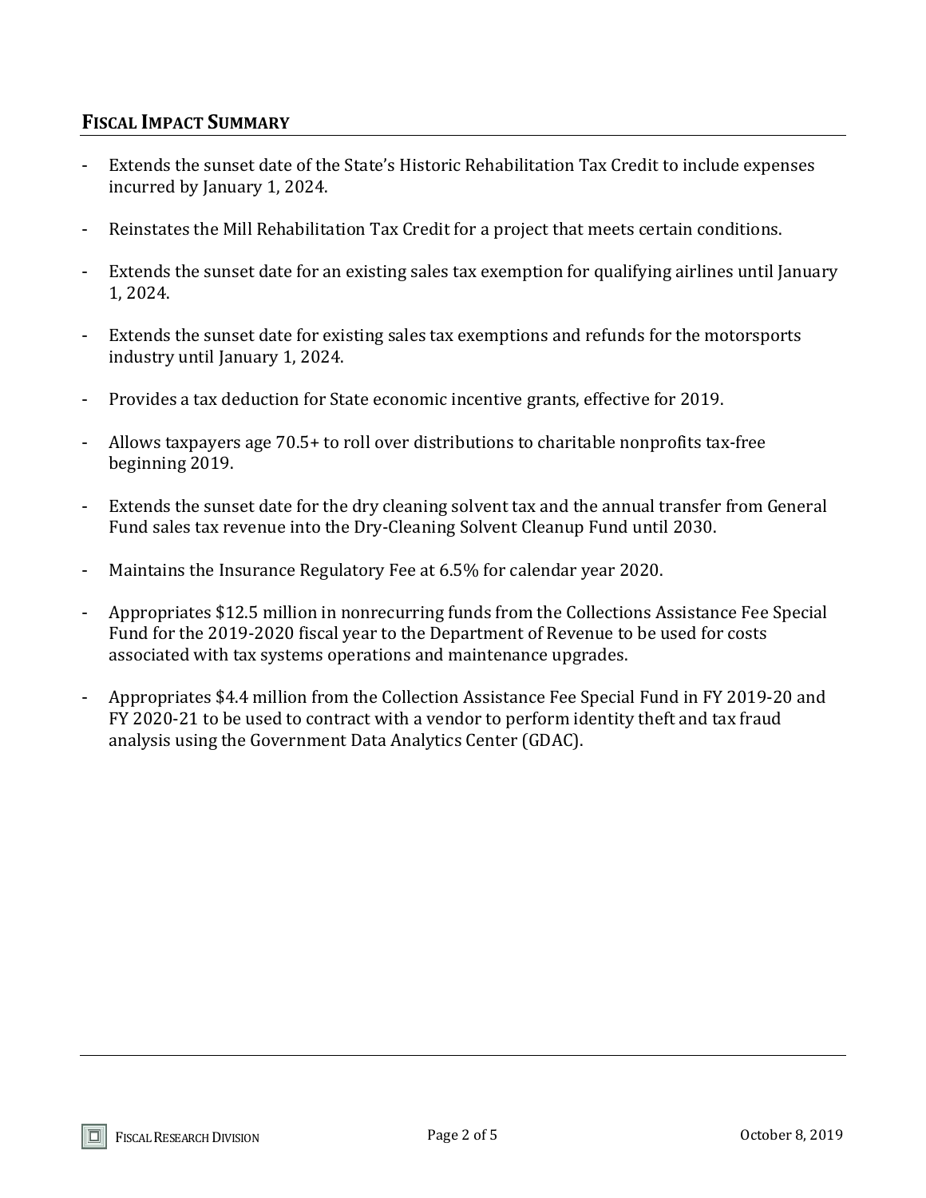## FISCAL IMPACT SUMMARY

- Extends the sunset date of the State's Historic Rehabilitation Tax Credit to include expenses incurred by January 1, 2024.
- Reinstates the Mill Rehabilitation Tax Credit for a project that meets certain conditions.
- Extends the sunset date for an existing sales tax exemption for qualifying airlines until January 1, 2024.
- Extends the sunset date for existing sales tax exemptions and refunds for the motorsports industry until January 1, 2024.
- Provides a tax deduction for State economic incentive grants, effective for 2019.
- Allows taxpayers age 70.5+ to roll over distributions to charitable nonprofits tax-free beginning 2019.
- Extends the sunset date for the dry cleaning solvent tax and the annual transfer from General Fund sales tax revenue into the Dry-Cleaning Solvent Cleanup Fund until 2030.
- Maintains the Insurance Regulatory Fee at 6.5% for calendar year 2020.
- Appropriates $12.5 million in nonrecurring funds from the Collections Assistance Fee Special Fund for the 2019-2020 fiscal year to the Department of Revenue to be used for costs associated with tax systems operations and maintenance upgrades.
- Appropriates $4.4 million from the Collection Assistance Fee Special Fund in FY 2019-20 and FY 2020-21 to be used to contract with a vendor to perform identity theft and tax fraud analysis using the Government Data Analytics Center (GDAC).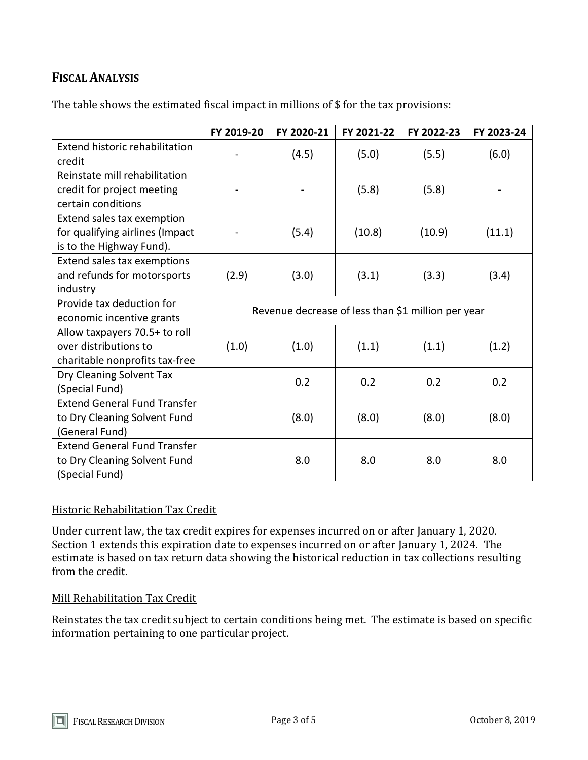## FISCAL ANALYSIS

The table shows the estimated fiscal impact in millions of $ for the tax provisions:

| | FY 2019-20 | FY 2020-21 | FY 2021-22 | FY 2022-23 | FY 2023-24 |
|---|---|---|---|---|---|
| Extend historic rehabilitation credit | - | (4.5) | (5.0) | (5.5) | (6.0) |
| Reinstate mill rehabilitation credit for project meeting certain conditions | - | - | (5.8) | (5.8) | - |
| Extend sales tax exemption for qualifying airlines (Impact is to the Highway Fund). | - | (5.4) | (10.8) | (10.9) | (11.1) |
| Extend sales tax exemptions and refunds for motorsports industry | (2.9) | (3.0) | (3.1) | (3.3) | (3.4) |
| Provide tax deduction for economic incentive grants | Revenue decrease of less than $1 million per year | | | | |
| Allow taxpayers 70.5+ to roll over distributions to charitable nonprofits tax-free | (1.0) | (1.0) | (1.1) | (1.1) | (1.2) |
| Dry Cleaning Solvent Tax (Special Fund) | | 0.2 | 0.2 | 0.2 | 0.2 |
| Extend General Fund Transfer to Dry Cleaning Solvent Fund (General Fund) | | (8.0) | (8.0) | (8.0) | (8.0) |
| Extend General Fund Transfer to Dry Cleaning Solvent Fund (Special Fund) | | 8.0 | 8.0 | 8.0 | 8.0 |

Historic Rehabilitation Tax Credit

Under current law, the tax credit expires for expenses incurred on or after January 1, 2020. Section 1 extends this expiration date to expenses incurred on or after January 1, 2024. The estimate is based on tax return data showing the historical reduction in tax collections resulting from the credit.

Mill Rehabilitation Tax Credit

Reinstates the tax credit subject to certain conditions being met. The estimate is based on specific information pertaining to one particular project.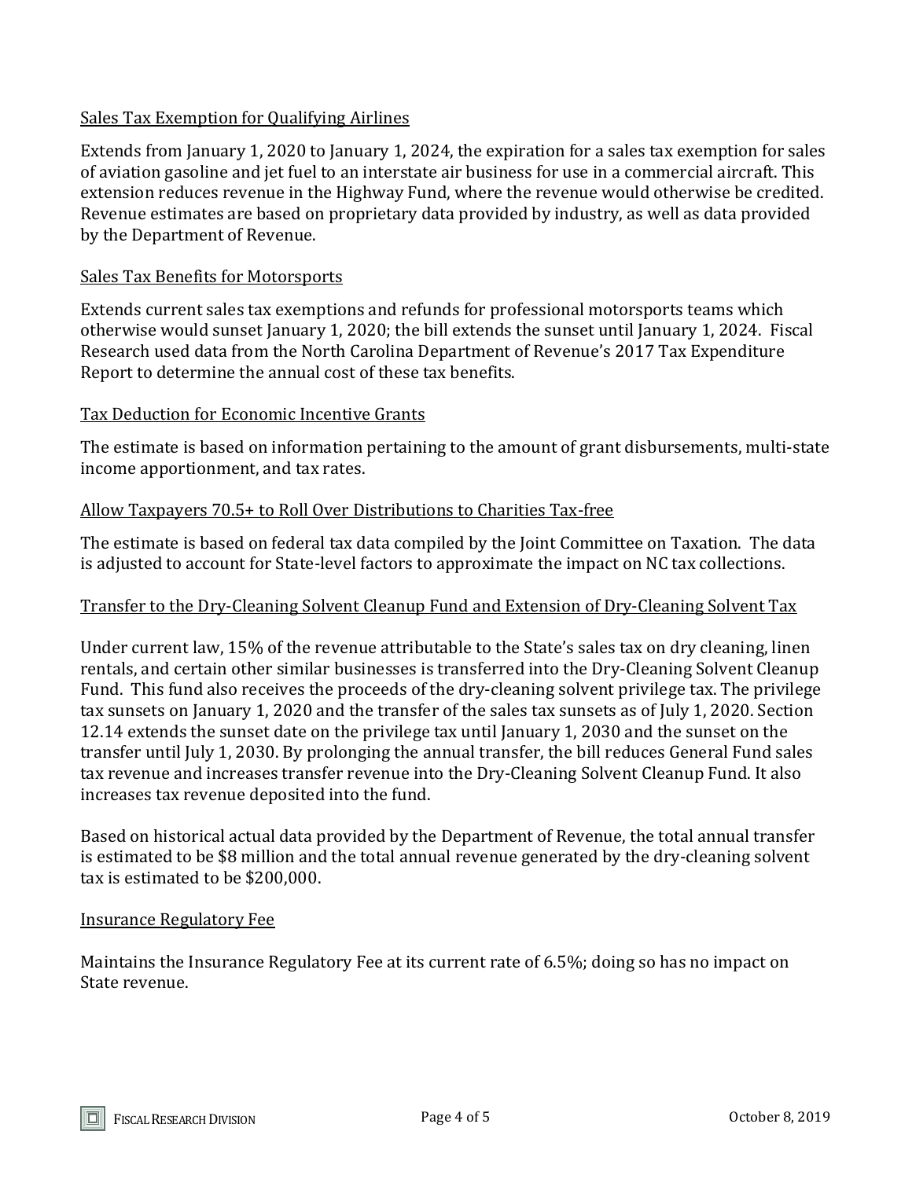### Sales Tax Exemption for Qualifying Airlines

Extends from January 1, 2020 to January 1, 2024, the expiration for a sales tax exemption for sales of aviation gasoline and jet fuel to an interstate air business for use in a commercial aircraft. This extension reduces revenue in the Highway Fund, where the revenue would otherwise be credited. Revenue estimates are based on proprietary data provided by industry, as well as data provided by the Department of Revenue.

### Sales Tax Benefits for Motorsports

Extends current sales tax exemptions and refunds for professional motorsports teams which otherwise would sunset January 1, 2020; the bill extends the sunset until January 1, 2024. Fiscal Research used data from the North Carolina Department of Revenue's 2017 Tax Expenditure Report to determine the annual cost of these tax benefits.

### Tax Deduction for Economic Incentive Grants

The estimate is based on information pertaining to the amount of grant disbursements, multi-state income apportionment, and tax rates.

### Allow Taxpayers 70.5+ to Roll Over Distributions to Charities Tax-free

The estimate is based on federal tax data compiled by the Joint Committee on Taxation. The data is adjusted to account for State-level factors to approximate the impact on NC tax collections.

### Transfer to the Dry-Cleaning Solvent Cleanup Fund and Extension of Dry-Cleaning Solvent Tax

Under current law, 15% of the revenue attributable to the State's sales tax on dry cleaning, linen rentals, and certain other similar businesses is transferred into the Dry-Cleaning Solvent Cleanup Fund. This fund also receives the proceeds of the dry-cleaning solvent privilege tax. The privilege tax sunsets on January 1, 2020 and the transfer of the sales tax sunsets as of July 1, 2020. Section 12.14 extends the sunset date on the privilege tax until January 1, 2030 and the sunset on the transfer until July 1, 2030. By prolonging the annual transfer, the bill reduces General Fund sales tax revenue and increases transfer revenue into the Dry-Cleaning Solvent Cleanup Fund. It also increases tax revenue deposited into the fund.

Based on historical actual data provided by the Department of Revenue, the total annual transfer is estimated to be $8 million and the total annual revenue generated by the dry-cleaning solvent tax is estimated to be $200,000.

### Insurance Regulatory Fee

Maintains the Insurance Regulatory Fee at its current rate of 6.5%; doing so has no impact on State revenue.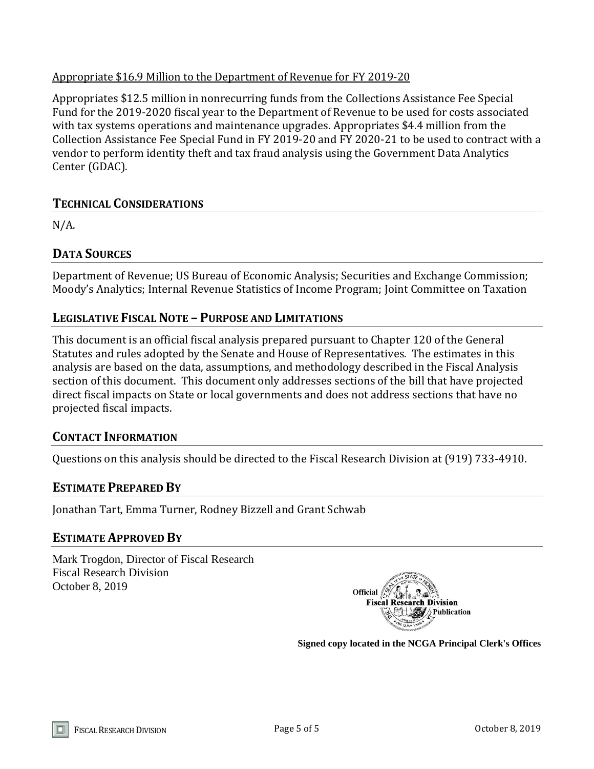Appropriate $16.9 Million to the Department of Revenue for FY 2019-20

Appropriates $12.5 million in nonrecurring funds from the Collections Assistance Fee Special Fund for the 2019-2020 fiscal year to the Department of Revenue to be used for costs associated with tax systems operations and maintenance upgrades. Appropriates $4.4 million from the Collection Assistance Fee Special Fund in FY 2019-20 and FY 2020-21 to be used to contract with a vendor to perform identity theft and tax fraud analysis using the Government Data Analytics Center (GDAC).

## TECHNICAL CONSIDERATIONS

N/A.

## DATA SOURCES

Department of Revenue; US Bureau of Economic Analysis; Securities and Exchange Commission; Moody's Analytics; Internal Revenue Statistics of Income Program; Joint Committee on Taxation

## LEGISLATIVE FISCAL NOTE – PURPOSE AND LIMITATIONS

This document is an official fiscal analysis prepared pursuant to Chapter 120 of the General Statutes and rules adopted by the Senate and House of Representatives. The estimates in this analysis are based on the data, assumptions, and methodology described in the Fiscal Analysis section of this document. This document only addresses sections of the bill that have projected direct fiscal impacts on State or local governments and does not address sections that have no projected fiscal impacts.

## CONTACT INFORMATION

Questions on this analysis should be directed to the Fiscal Research Division at (919) 733-4910.

## ESTIMATE PREPARED BY

Jonathan Tart, Emma Turner, Rodney Bizzell and Grant Schwab

## ESTIMATE APPROVED BY

Mark Trogdon, Director of Fiscal Research
Fiscal Research Division
October 8, 2019

Official Fiscal Research Division Publication

**Signed copy located in the NCGA Principal Clerk's Offices**